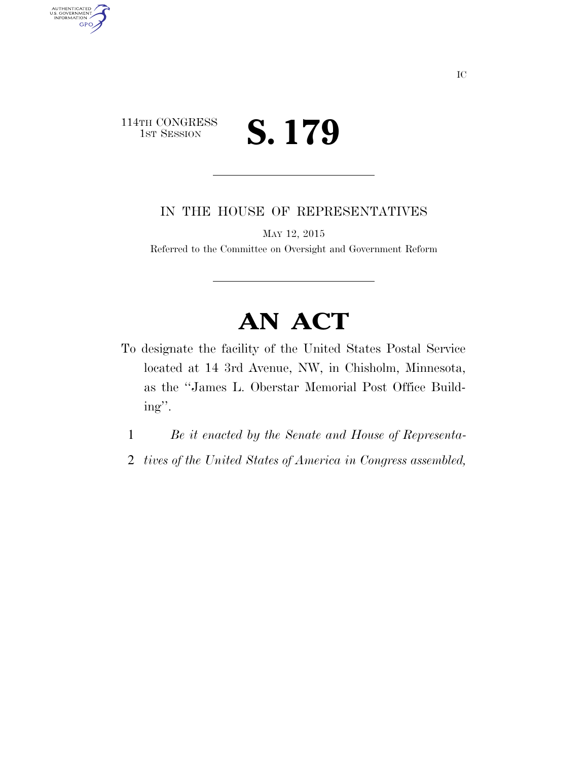114TH CONGRESS
1ST SESSION

# S. 179

IN THE HOUSE OF REPRESENTATIVES

MAY 12, 2015

Referred to the Committee on Oversight and Government Reform

# AN ACT

To designate the facility of the United States Postal Service located at 14 3rd Avenue, NW, in Chisholm, Minnesota, as the "James L. Oberstar Memorial Post Office Building".

1 *Be it enacted by the Senate and House of Representa-*
2 *tives of the United States of America in Congress assembled,*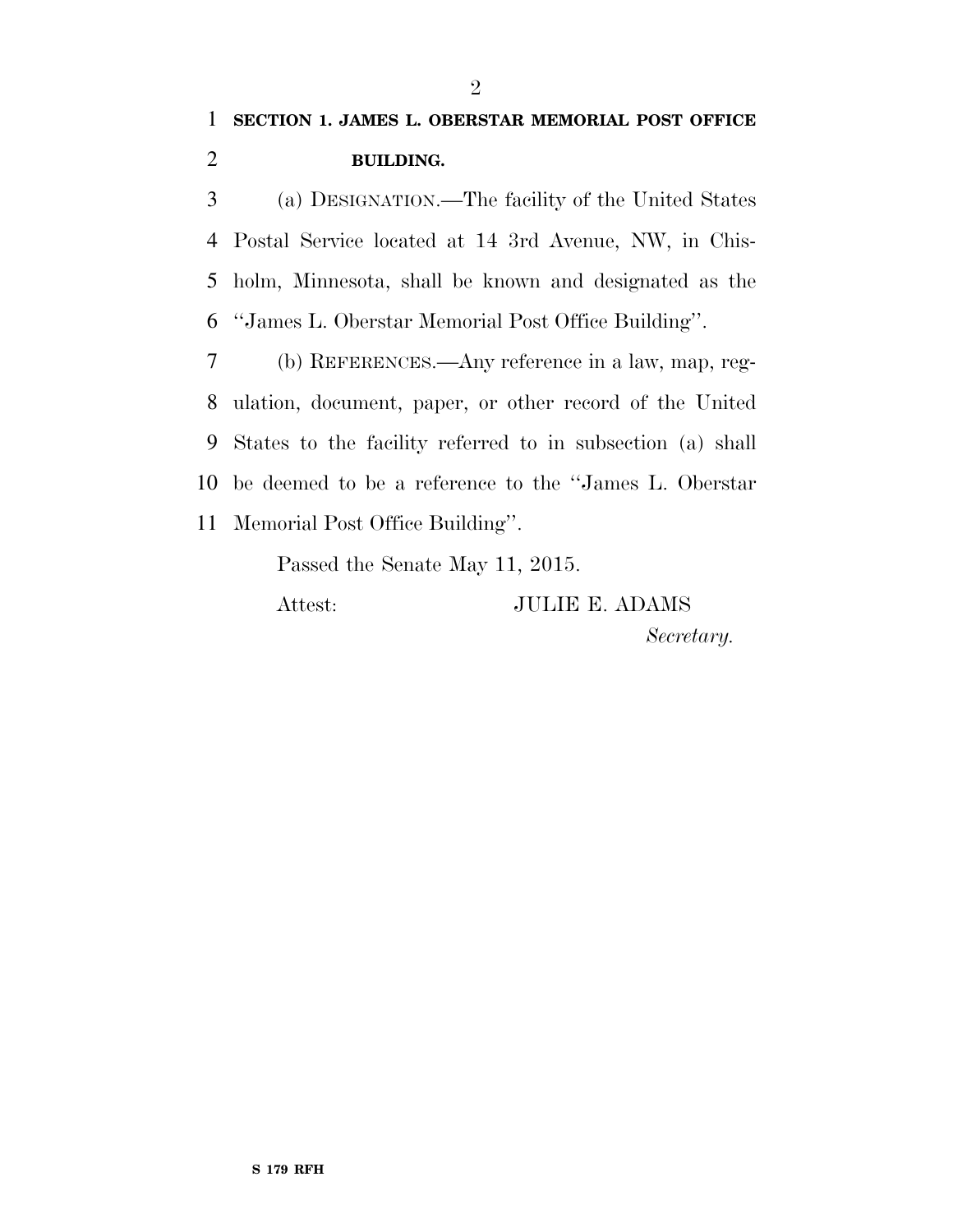**SECTION 1. JAMES L. OBERSTAR MEMORIAL POST OFFICE BUILDING.**

(a) DESIGNATION.—The facility of the United States Postal Service located at 14 3rd Avenue, NW, in Chisholm, Minnesota, shall be known and designated as the "James L. Oberstar Memorial Post Office Building".

(b) REFERENCES.—Any reference in a law, map, regulation, document, paper, or other record of the United States to the facility referred to in subsection (a) shall be deemed to be a reference to the "James L. Oberstar Memorial Post Office Building".

Passed the Senate May 11, 2015.

Attest: JULIE E. ADAMS

*Secretary.*

S 179 RFH